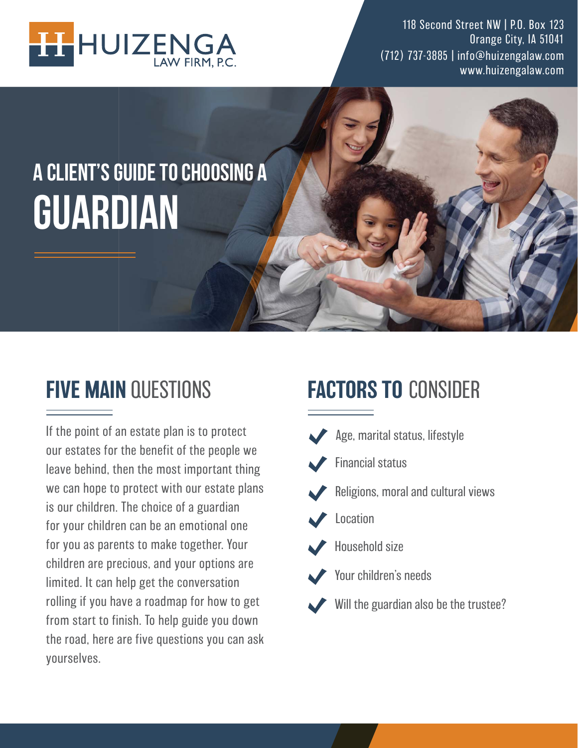HUIZENGA LAW FIRM, P.C.

118 Second Street NW | P.O. Box 123
Orange City, IA 51041
(712) 737-3885 | info@huizengalaw.com
www.huizengalaw.com

# A CLIENT'S GUIDE TO CHOOSING A GUARDIAN

## FIVE MAIN QUESTIONS

If the point of an estate plan is to protect our estates for the benefit of the people we leave behind, then the most important thing we can hope to protect with our estate plans is our children. The choice of a guardian for your children can be an emotional one for you as parents to make together. Your children are precious, and your options are limited. It can help get the conversation rolling if you have a roadmap for how to get from start to finish. To help guide you down the road, here are five questions you can ask yourselves.

## FACTORS TO CONSIDER

- Age, marital status, lifestyle
- Financial status
- Religions, moral and cultural views
- Location
- Household size
- Your children's needs
- Will the guardian also be the trustee?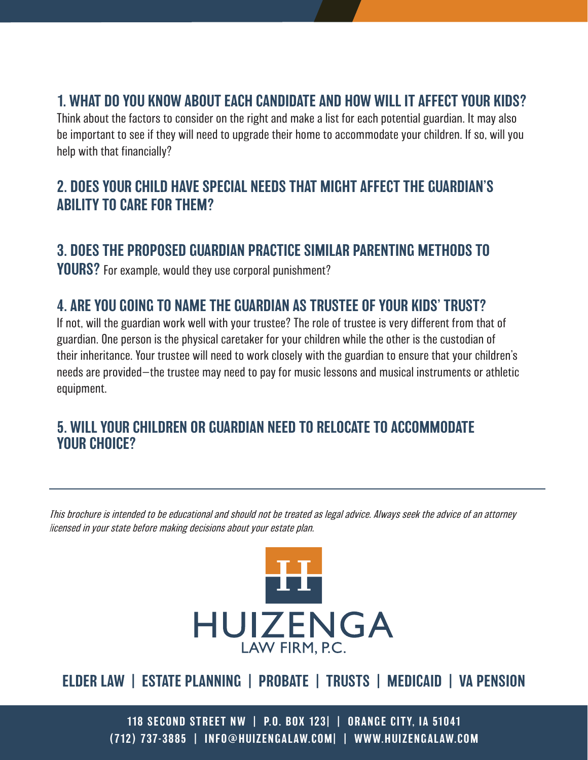## 1. WHAT DO YOU KNOW ABOUT EACH CANDIDATE AND HOW WILL IT AFFECT YOUR KIDS?

Think about the factors to consider on the right and make a list for each potential guardian. It may also be important to see if they will need to upgrade their home to accommodate your children. If so, will you help with that financially?

## 2. DOES YOUR CHILD HAVE SPECIAL NEEDS THAT MIGHT AFFECT THE GUARDIAN'S ABILITY TO CARE FOR THEM?

## 3. DOES THE PROPOSED GUARDIAN PRACTICE SIMILAR PARENTING METHODS TO YOURS?

For example, would they use corporal punishment?

## 4. ARE YOU GOING TO NAME THE GUARDIAN AS TRUSTEE OF YOUR KIDS' TRUST?

If not, will the guardian work well with your trustee? The role of trustee is very different from that of guardian. One person is the physical caretaker for your children while the other is the custodian of their inheritance. Your trustee will need to work closely with the guardian to ensure that your children's needs are provided—the trustee may need to pay for music lessons and musical instruments or athletic equipment.

## 5. WILL YOUR CHILDREN OR GUARDIAN NEED TO RELOCATE TO ACCOMMODATE YOUR CHOICE?

---

*This brochure is intended to be educational and should not be treated as legal advice. Always seek the advice of an attorney licensed in your state before making decisions about your estate plan.*

HUIZENGA
LAW FIRM, P.C.

**ELDER LAW | ESTATE PLANNING | PROBATE | TRUSTS | MEDICAID | VA PENSION**

**118 SECOND STREET NW | P.O. BOX 123| | ORANGE CITY, IA 51041**
**(712) 737-3885 | INFO@HUIZENGALAW.COM| | WWW.HUIZENGALAW.COM**